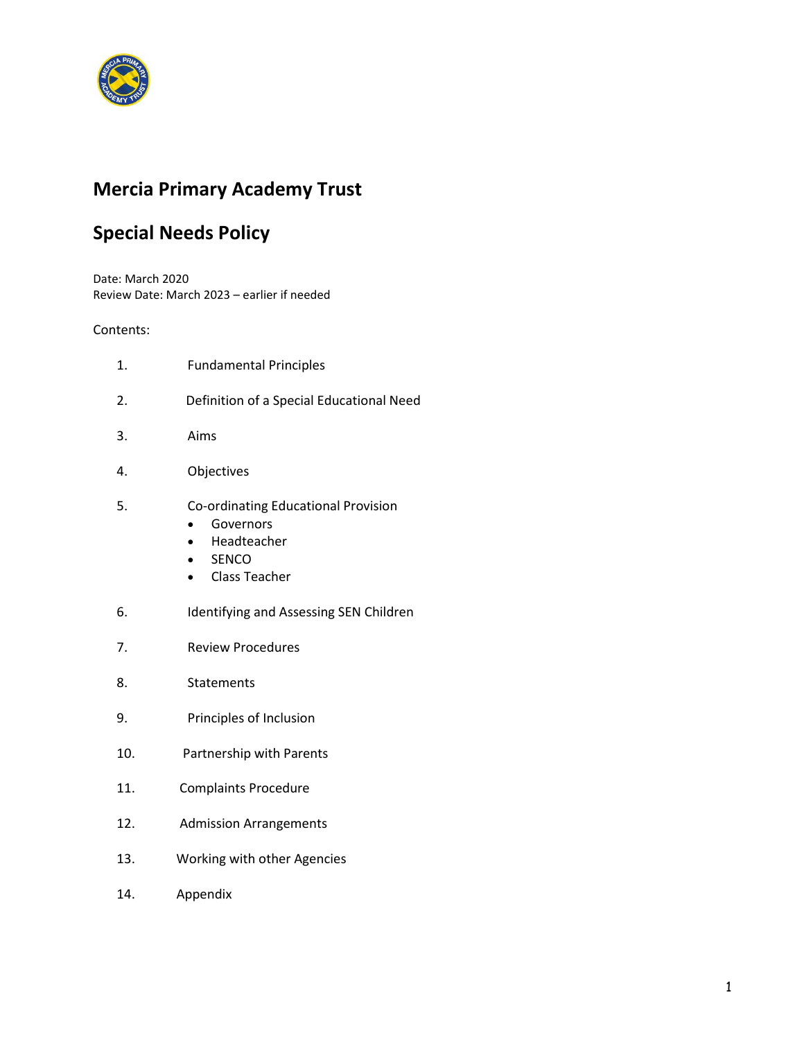# Mercia Primary Academy Trust

## Special Needs Policy

Date: March 2020
Review Date: March 2023 – earlier if needed

Contents:

1. Fundamental Principles
2. Definition of a Special Educational Need
3. Aims
4. Objectives
5. Co-ordinating Educational Provision
   - Governors
   - Headteacher
   - SENCO
   - Class Teacher
6. Identifying and Assessing SEN Children
7. Review Procedures
8. Statements
9. Principles of Inclusion
10. Partnership with Parents
11. Complaints Procedure
12. Admission Arrangements
13. Working with other Agencies
14. Appendix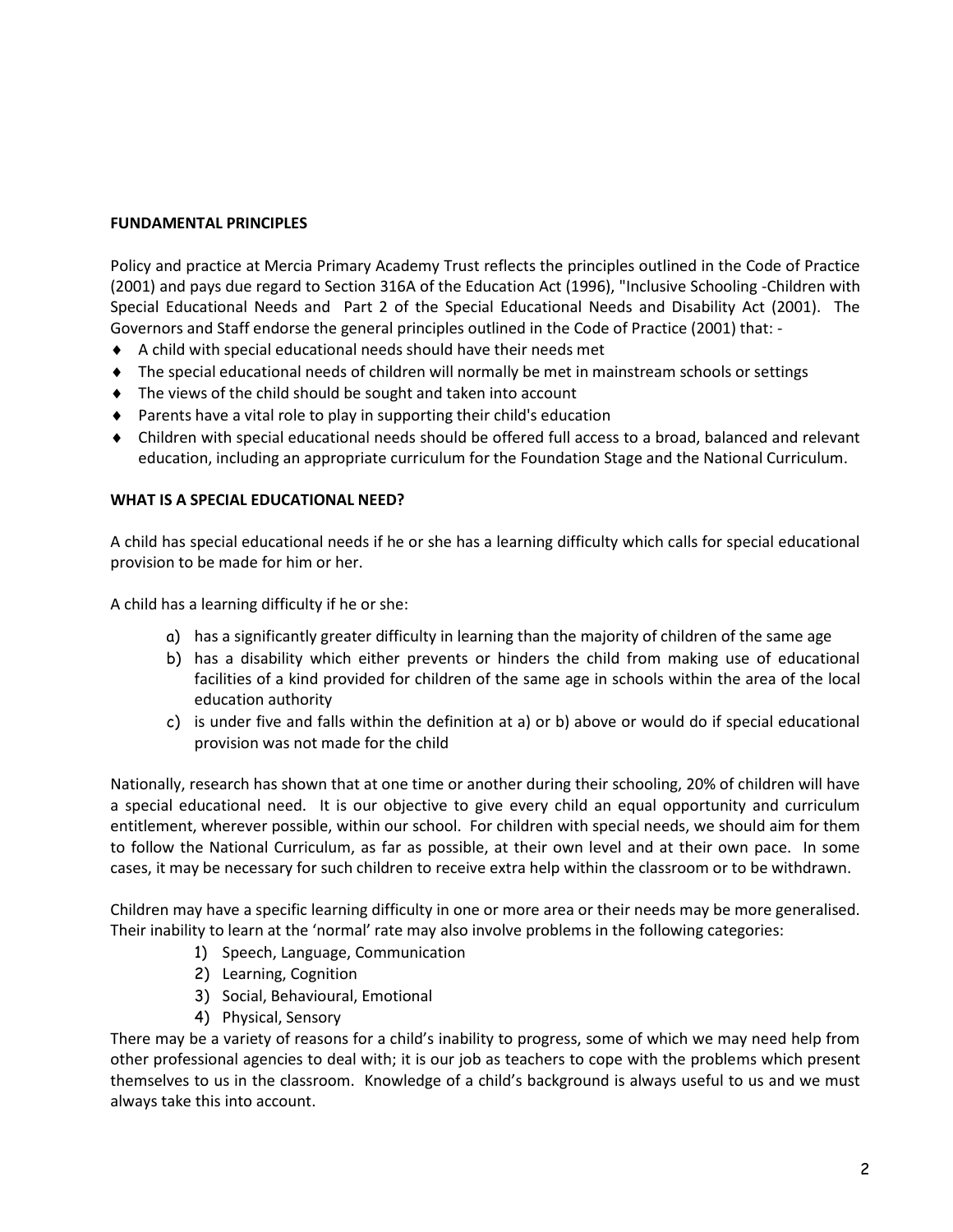**FUNDAMENTAL PRINCIPLES**

Policy and practice at Mercia Primary Academy Trust reflects the principles outlined in the Code of Practice (2001) and pays due regard to Section 316A of the Education Act (1996), "Inclusive Schooling -Children with Special Educational Needs and Part 2 of the Special Educational Needs and Disability Act (2001). The Governors and Staff endorse the general principles outlined in the Code of Practice (2001) that: -

- A child with special educational needs should have their needs met
- The special educational needs of children will normally be met in mainstream schools or settings
- The views of the child should be sought and taken into account
- Parents have a vital role to play in supporting their child's education
- Children with special educational needs should be offered full access to a broad, balanced and relevant education, including an appropriate curriculum for the Foundation Stage and the National Curriculum.

**WHAT IS A SPECIAL EDUCATIONAL NEED?**

A child has special educational needs if he or she has a learning difficulty which calls for special educational provision to be made for him or her.

A child has a learning difficulty if he or she:

a) has a significantly greater difficulty in learning than the majority of children of the same age
b) has a disability which either prevents or hinders the child from making use of educational facilities of a kind provided for children of the same age in schools within the area of the local education authority
c) is under five and falls within the definition at a) or b) above or would do if special educational provision was not made for the child

Nationally, research has shown that at one time or another during their schooling, 20% of children will have a special educational need. It is our objective to give every child an equal opportunity and curriculum entitlement, wherever possible, within our school. For children with special needs, we should aim for them to follow the National Curriculum, as far as possible, at their own level and at their own pace. In some cases, it may be necessary for such children to receive extra help within the classroom or to be withdrawn.

Children may have a specific learning difficulty in one or more area or their needs may be more generalised. Their inability to learn at the 'normal' rate may also involve problems in the following categories:

1) Speech, Language, Communication
2) Learning, Cognition
3) Social, Behavioural, Emotional
4) Physical, Sensory

There may be a variety of reasons for a child's inability to progress, some of which we may need help from other professional agencies to deal with; it is our job as teachers to cope with the problems which present themselves to us in the classroom. Knowledge of a child's background is always useful to us and we must always take this into account.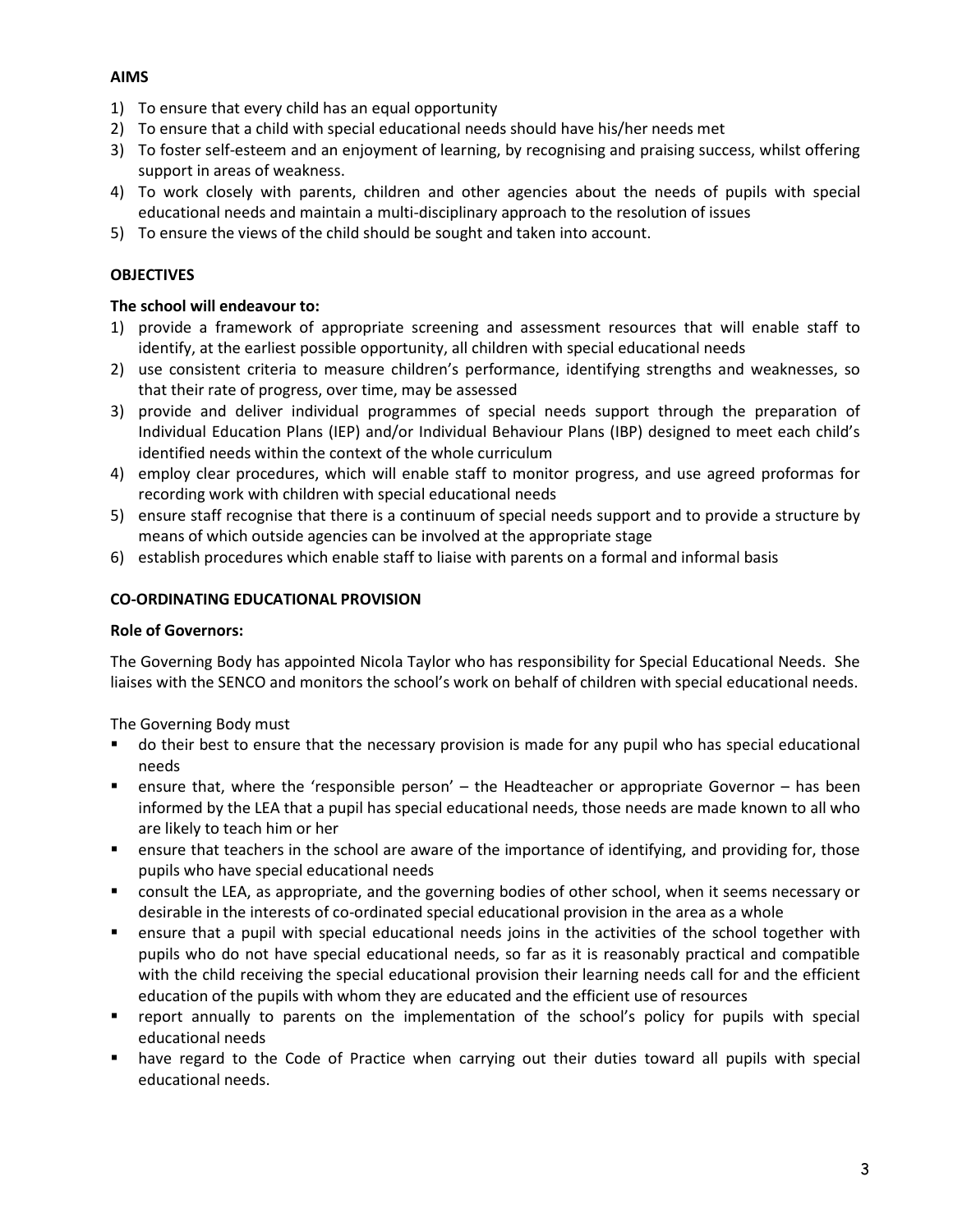**AIMS**

1) To ensure that every child has an equal opportunity
2) To ensure that a child with special educational needs should have his/her needs met
3) To foster self-esteem and an enjoyment of learning, by recognising and praising success, whilst offering support in areas of weakness.
4) To work closely with parents, children and other agencies about the needs of pupils with special educational needs and maintain a multi-disciplinary approach to the resolution of issues
5) To ensure the views of the child should be sought and taken into account.

**OBJECTIVES**

**The school will endeavour to:**

1) provide a framework of appropriate screening and assessment resources that will enable staff to identify, at the earliest possible opportunity, all children with special educational needs
2) use consistent criteria to measure children's performance, identifying strengths and weaknesses, so that their rate of progress, over time, may be assessed
3) provide and deliver individual programmes of special needs support through the preparation of Individual Education Plans (IEP) and/or Individual Behaviour Plans (IBP) designed to meet each child's identified needs within the context of the whole curriculum
4) employ clear procedures, which will enable staff to monitor progress, and use agreed proformas for recording work with children with special educational needs
5) ensure staff recognise that there is a continuum of special needs support and to provide a structure by means of which outside agencies can be involved at the appropriate stage
6) establish procedures which enable staff to liaise with parents on a formal and informal basis

**CO-ORDINATING EDUCATIONAL PROVISION**

**Role of Governors:**

The Governing Body has appointed Nicola Taylor who has responsibility for Special Educational Needs. She liaises with the SENCO and monitors the school's work on behalf of children with special educational needs.

The Governing Body must

- do their best to ensure that the necessary provision is made for any pupil who has special educational needs
- ensure that, where the 'responsible person' – the Headteacher or appropriate Governor – has been informed by the LEA that a pupil has special educational needs, those needs are made known to all who are likely to teach him or her
- ensure that teachers in the school are aware of the importance of identifying, and providing for, those pupils who have special educational needs
- consult the LEA, as appropriate, and the governing bodies of other school, when it seems necessary or desirable in the interests of co-ordinated special educational provision in the area as a whole
- ensure that a pupil with special educational needs joins in the activities of the school together with pupils who do not have special educational needs, so far as it is reasonably practical and compatible with the child receiving the special educational provision their learning needs call for and the efficient education of the pupils with whom they are educated and the efficient use of resources
- report annually to parents on the implementation of the school's policy for pupils with special educational needs
- have regard to the Code of Practice when carrying out their duties toward all pupils with special educational needs.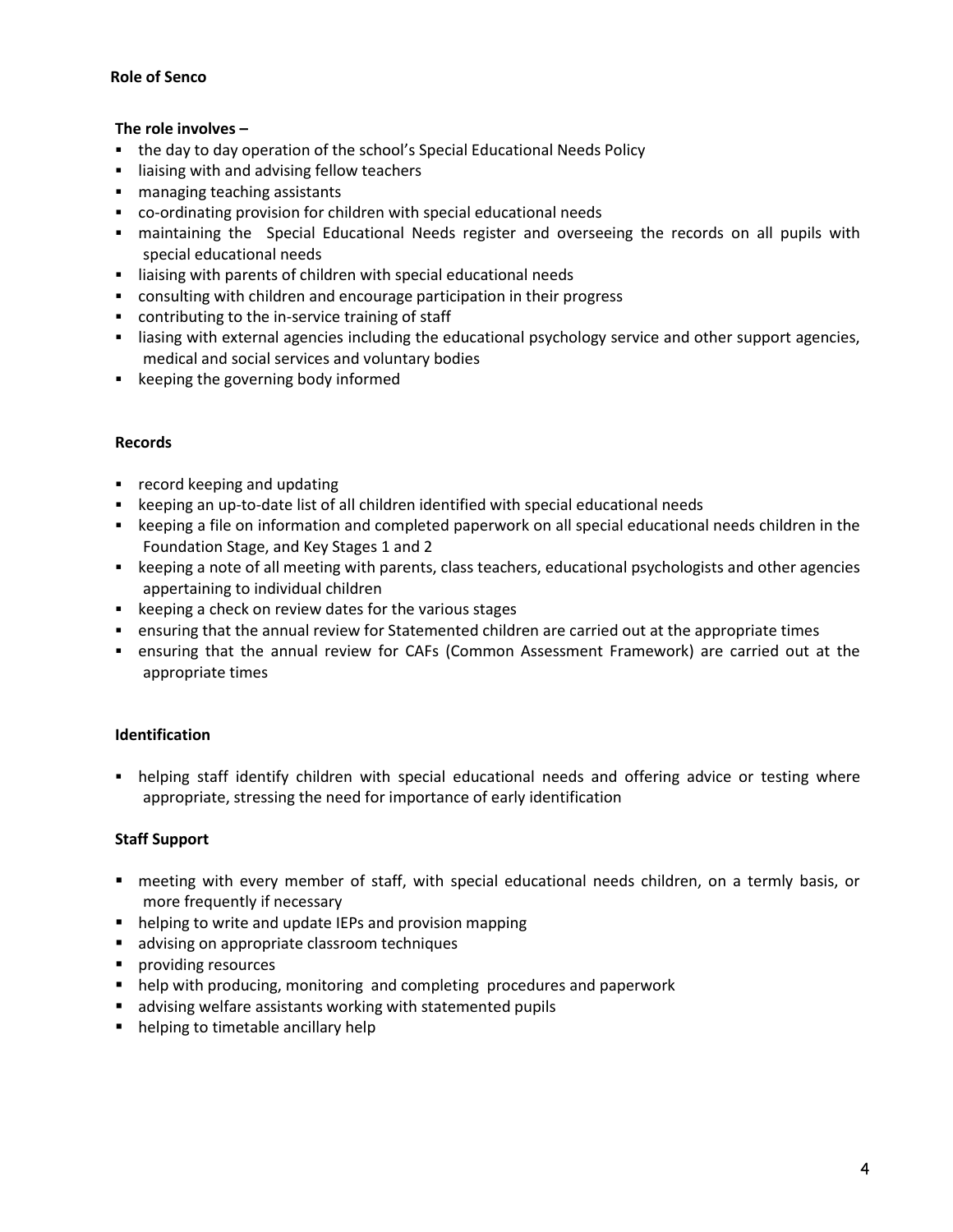## Role of Senco

**The role involves –**

- the day to day operation of the school's Special Educational Needs Policy
- liaising with and advising fellow teachers
- managing teaching assistants
- co-ordinating provision for children with special educational needs
- maintaining the Special Educational Needs register and overseeing the records on all pupils with special educational needs
- liaising with parents of children with special educational needs
- consulting with children and encourage participation in their progress
- contributing to the in-service training of staff
- liasing with external agencies including the educational psychology service and other support agencies, medical and social services and voluntary bodies
- keeping the governing body informed

### Records

- record keeping and updating
- keeping an up-to-date list of all children identified with special educational needs
- keeping a file on information and completed paperwork on all special educational needs children in the Foundation Stage, and Key Stages 1 and 2
- keeping a note of all meeting with parents, class teachers, educational psychologists and other agencies appertaining to individual children
- keeping a check on review dates for the various stages
- ensuring that the annual review for Statemented children are carried out at the appropriate times
- ensuring that the annual review for CAFs (Common Assessment Framework) are carried out at the appropriate times

### Identification

- helping staff identify children with special educational needs and offering advice or testing where appropriate, stressing the need for importance of early identification

### Staff Support

- meeting with every member of staff, with special educational needs children, on a termly basis, or more frequently if necessary
- helping to write and update IEPs and provision mapping
- advising on appropriate classroom techniques
- providing resources
- help with producing, monitoring and completing procedures and paperwork
- advising welfare assistants working with statemented pupils
- helping to timetable ancillary help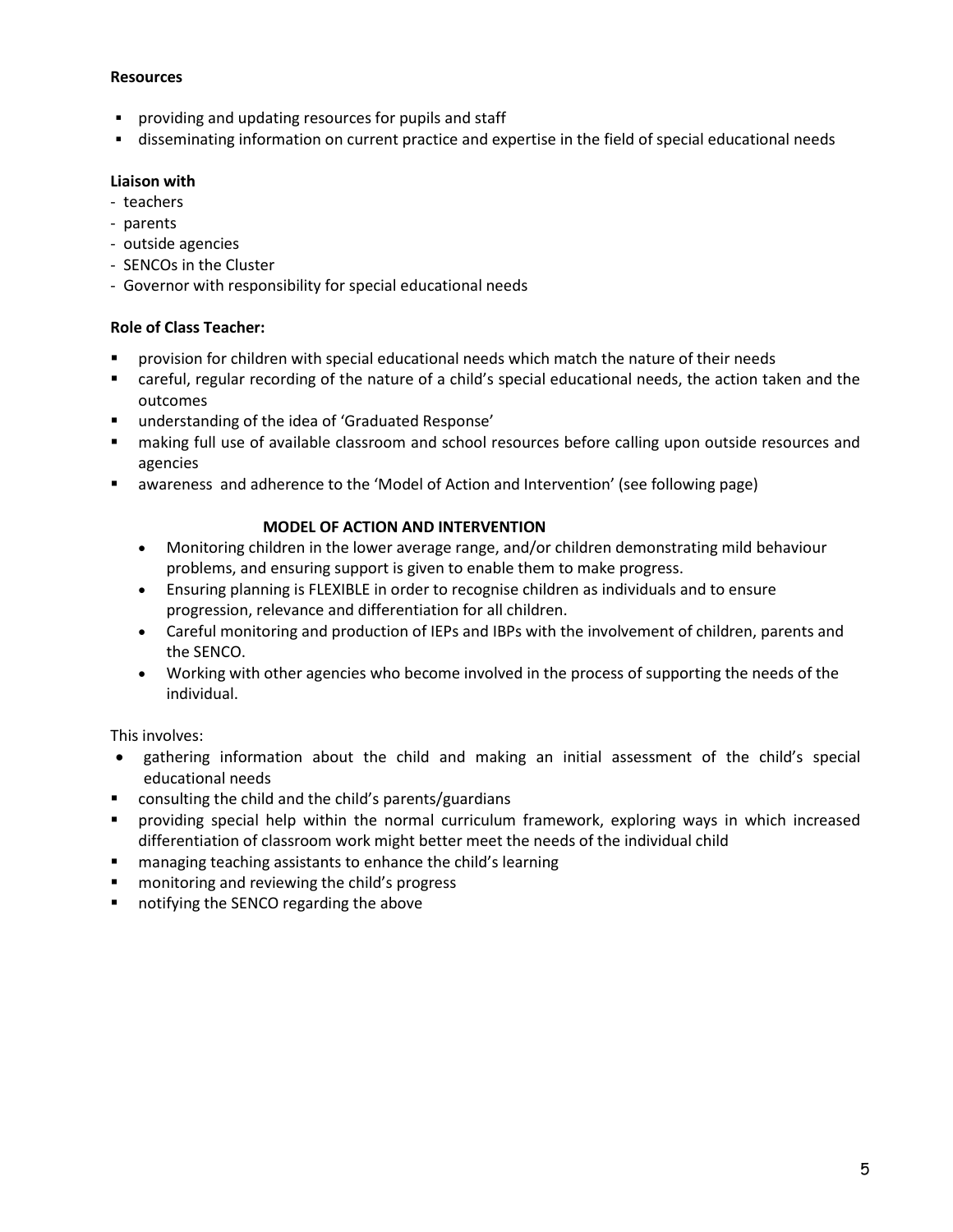**Resources**

- providing and updating resources for pupils and staff
- disseminating information on current practice and expertise in the field of special educational needs

**Liaison with**

- teachers
- parents
- outside agencies
- SENCOs in the Cluster
- Governor with responsibility for special educational needs

**Role of Class Teacher:**

- provision for children with special educational needs which match the nature of their needs
- careful, regular recording of the nature of a child's special educational needs, the action taken and the outcomes
- understanding of the idea of 'Graduated Response'
- making full use of available classroom and school resources before calling upon outside resources and agencies
- awareness and adherence to the 'Model of Action and Intervention' (see following page)

**MODEL OF ACTION AND INTERVENTION**

- Monitoring children in the lower average range, and/or children demonstrating mild behaviour problems, and ensuring support is given to enable them to make progress.
- Ensuring planning is FLEXIBLE in order to recognise children as individuals and to ensure progression, relevance and differentiation for all children.
- Careful monitoring and production of IEPs and IBPs with the involvement of children, parents and the SENCO.
- Working with other agencies who become involved in the process of supporting the needs of the individual.

This involves:

- gathering information about the child and making an initial assessment of the child's special educational needs
- consulting the child and the child's parents/guardians
- providing special help within the normal curriculum framework, exploring ways in which increased differentiation of classroom work might better meet the needs of the individual child
- managing teaching assistants to enhance the child's learning
- monitoring and reviewing the child's progress
- notifying the SENCO regarding the above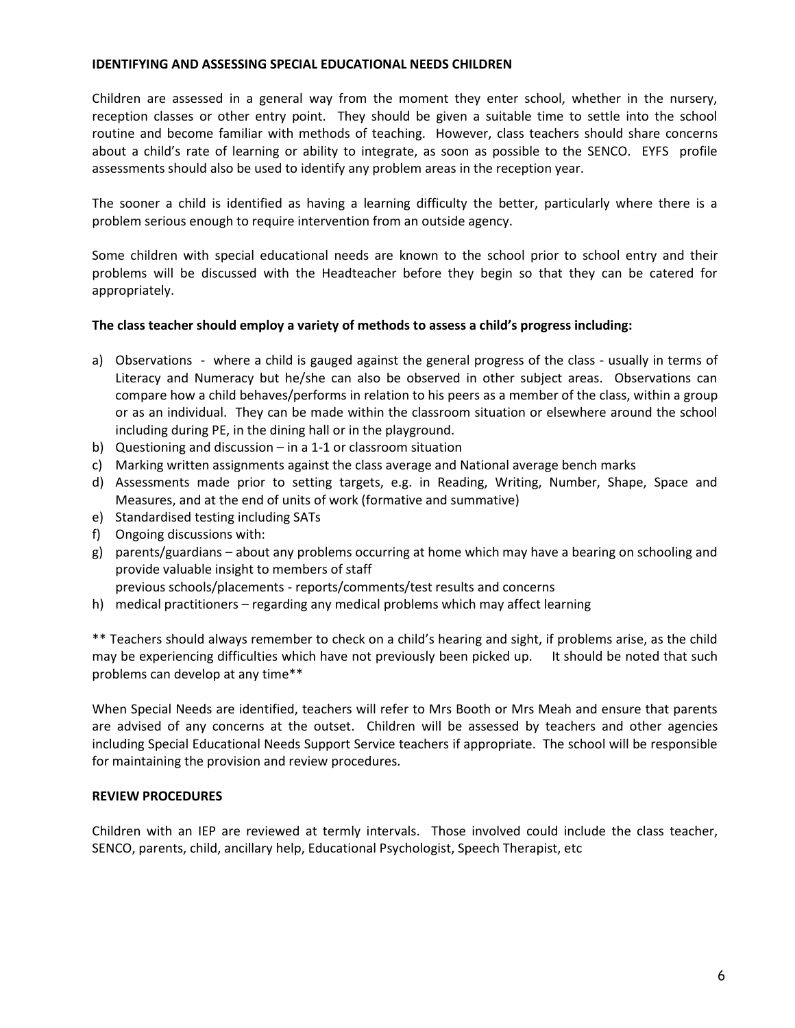**IDENTIFYING AND ASSESSING SPECIAL EDUCATIONAL NEEDS CHILDREN**

Children are assessed in a general way from the moment they enter school, whether in the nursery, reception classes or other entry point. They should be given a suitable time to settle into the school routine and become familiar with methods of teaching. However, class teachers should share concerns about a child's rate of learning or ability to integrate, as soon as possible to the SENCO. EYFS profile assessments should also be used to identify any problem areas in the reception year.

The sooner a child is identified as having a learning difficulty the better, particularly where there is a problem serious enough to require intervention from an outside agency.

Some children with special educational needs are known to the school prior to school entry and their problems will be discussed with the Headteacher before they begin so that they can be catered for appropriately.

**The class teacher should employ a variety of methods to assess a child's progress including:**

a) Observations - where a child is gauged against the general progress of the class - usually in terms of Literacy and Numeracy but he/she can also be observed in other subject areas. Observations can compare how a child behaves/performs in relation to his peers as a member of the class, within a group or as an individual. They can be made within the classroom situation or elsewhere around the school including during PE, in the dining hall or in the playground.
b) Questioning and discussion – in a 1-1 or classroom situation
c) Marking written assignments against the class average and National average bench marks
d) Assessments made prior to setting targets, e.g. in Reading, Writing, Number, Shape, Space and Measures, and at the end of units of work (formative and summative)
e) Standardised testing including SATs
f) Ongoing discussions with:
g) parents/guardians – about any problems occurring at home which may have a bearing on schooling and provide valuable insight to members of staff
   previous schools/placements - reports/comments/test results and concerns
h) medical practitioners – regarding any medical problems which may affect learning

** Teachers should always remember to check on a child's hearing and sight, if problems arise, as the child may be experiencing difficulties which have not previously been picked up. It should be noted that such problems can develop at any time**

When Special Needs are identified, teachers will refer to Mrs Booth or Mrs Meah and ensure that parents are advised of any concerns at the outset. Children will be assessed by teachers and other agencies including Special Educational Needs Support Service teachers if appropriate. The school will be responsible for maintaining the provision and review procedures.

**REVIEW PROCEDURES**

Children with an IEP are reviewed at termly intervals. Those involved could include the class teacher, SENCO, parents, child, ancillary help, Educational Psychologist, Speech Therapist, etc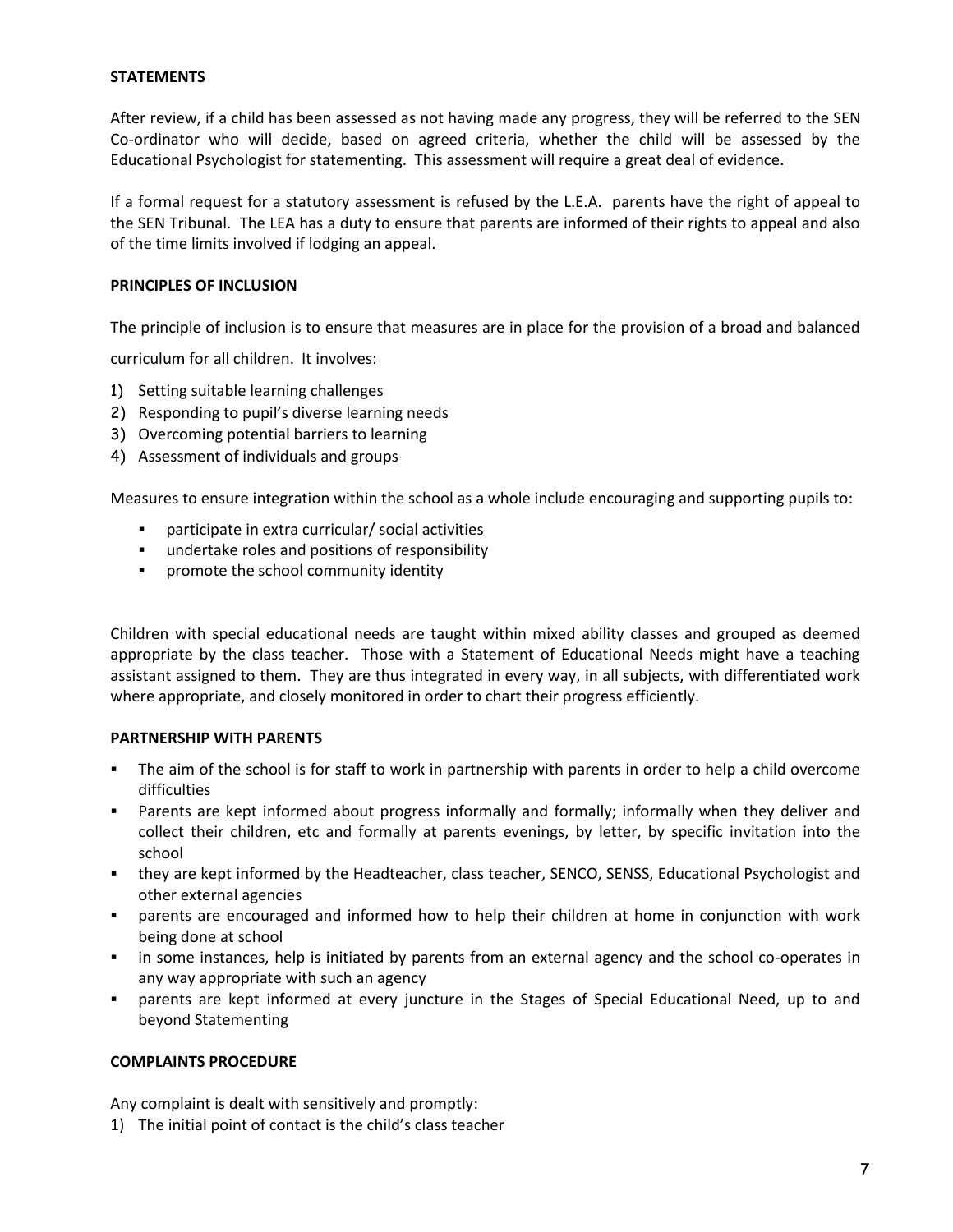**STATEMENTS**

After review, if a child has been assessed as not having made any progress, they will be referred to the SEN Co-ordinator who will decide, based on agreed criteria, whether the child will be assessed by the Educational Psychologist for statementing. This assessment will require a great deal of evidence.

If a formal request for a statutory assessment is refused by the L.E.A. parents have the right of appeal to the SEN Tribunal. The LEA has a duty to ensure that parents are informed of their rights to appeal and also of the time limits involved if lodging an appeal.

**PRINCIPLES OF INCLUSION**

The principle of inclusion is to ensure that measures are in place for the provision of a broad and balanced curriculum for all children. It involves:

1) Setting suitable learning challenges
2) Responding to pupil's diverse learning needs
3) Overcoming potential barriers to learning
4) Assessment of individuals and groups

Measures to ensure integration within the school as a whole include encouraging and supporting pupils to:

- participate in extra curricular/ social activities
- undertake roles and positions of responsibility
- promote the school community identity

Children with special educational needs are taught within mixed ability classes and grouped as deemed appropriate by the class teacher. Those with a Statement of Educational Needs might have a teaching assistant assigned to them. They are thus integrated in every way, in all subjects, with differentiated work where appropriate, and closely monitored in order to chart their progress efficiently.

**PARTNERSHIP WITH PARENTS**

- The aim of the school is for staff to work in partnership with parents in order to help a child overcome difficulties
- Parents are kept informed about progress informally and formally; informally when they deliver and collect their children, etc and formally at parents evenings, by letter, by specific invitation into the school
- they are kept informed by the Headteacher, class teacher, SENCO, SENSS, Educational Psychologist and other external agencies
- parents are encouraged and informed how to help their children at home in conjunction with work being done at school
- in some instances, help is initiated by parents from an external agency and the school co-operates in any way appropriate with such an agency
- parents are kept informed at every juncture in the Stages of Special Educational Need, up to and beyond Statementing

**COMPLAINTS PROCEDURE**

Any complaint is dealt with sensitively and promptly:

1) The initial point of contact is the child's class teacher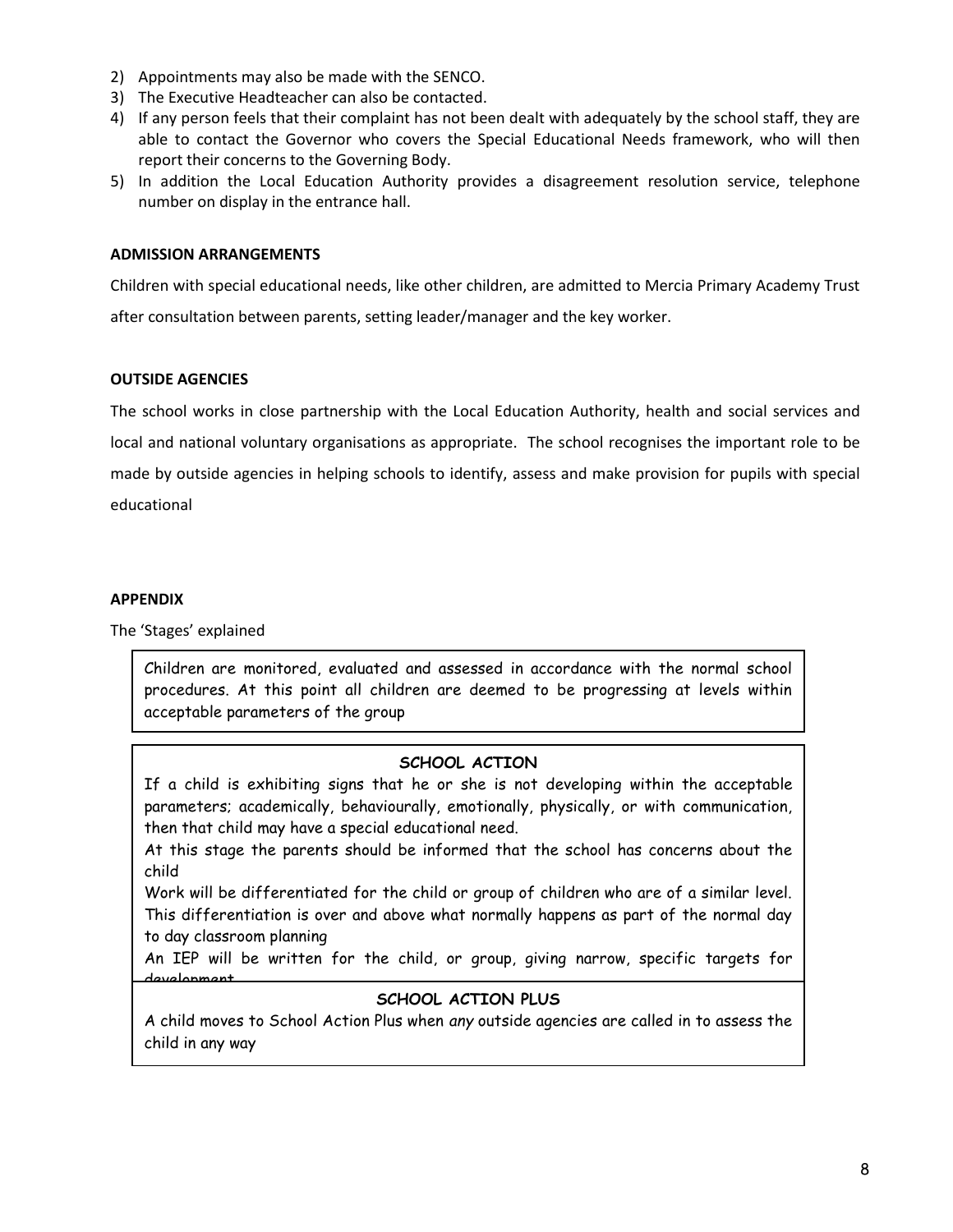2) Appointments may also be made with the SENCO.
3) The Executive Headteacher can also be contacted.
4) If any person feels that their complaint has not been dealt with adequately by the school staff, they are able to contact the Governor who covers the Special Educational Needs framework, who will then report their concerns to the Governing Body.
5) In addition the Local Education Authority provides a disagreement resolution service, telephone number on display in the entrance hall.

**ADMISSION ARRANGEMENTS**

Children with special educational needs, like other children, are admitted to Mercia Primary Academy Trust after consultation between parents, setting leader/manager and the key worker.

**OUTSIDE AGENCIES**

The school works in close partnership with the Local Education Authority, health and social services and local and national voluntary organisations as appropriate. The school recognises the important role to be made by outside agencies in helping schools to identify, assess and make provision for pupils with special educational

**APPENDIX**

The 'Stages' explained

Children are monitored, evaluated and assessed in accordance with the normal school procedures. At this point all children are deemed to be progressing at levels within acceptable parameters of the group

**SCHOOL ACTION**

If a child is exhibiting signs that he or she is not developing within the acceptable parameters; academically, behaviourally, emotionally, physically, or with communication, then that child may have a special educational need.

At this stage the parents should be informed that the school has concerns about the child

Work will be differentiated for the child or group of children who are of a similar level. This differentiation is over and above what normally happens as part of the normal day to day classroom planning

An IEP will be written for the child, or group, giving narrow, specific targets for development

**SCHOOL ACTION PLUS**

A child moves to School Action Plus when *any* outside agencies are called in to assess the child in any way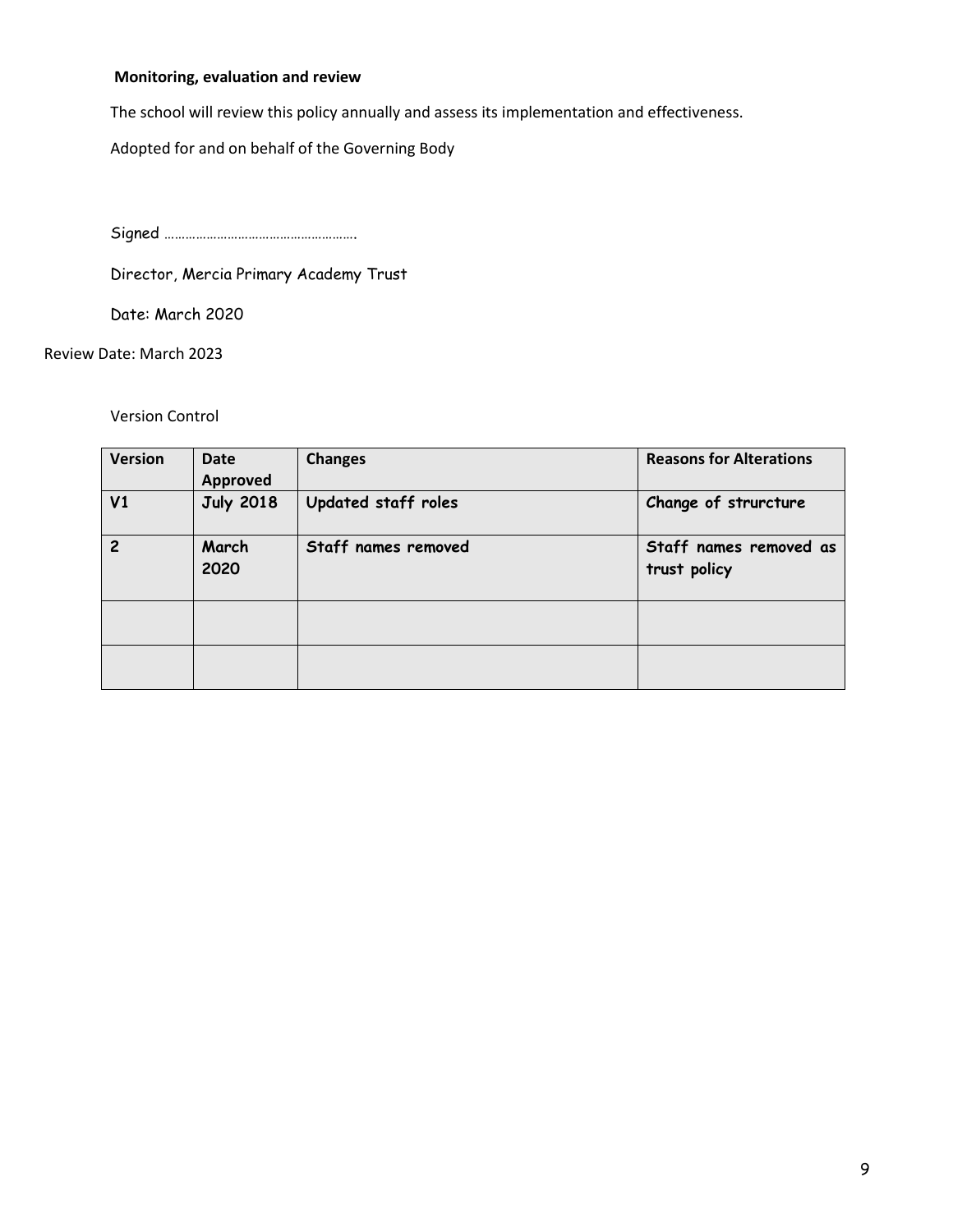**Monitoring, evaluation and review**

The school will review this policy annually and assess its implementation and effectiveness.

Adopted for and on behalf of the Governing Body

Signed …………………………………………….

Director, Mercia Primary Academy Trust

Date: March 2020

Review Date: March 2023

Version Control

| Version | Date Approved | Changes | Reasons for Alterations |
|---|---|---|---|
| V1 | July 2018 | Updated staff roles | Change of strurcture |
| 2 | March 2020 | Staff names removed | Staff names removed as trust policy |
| | | | |
| | | | |